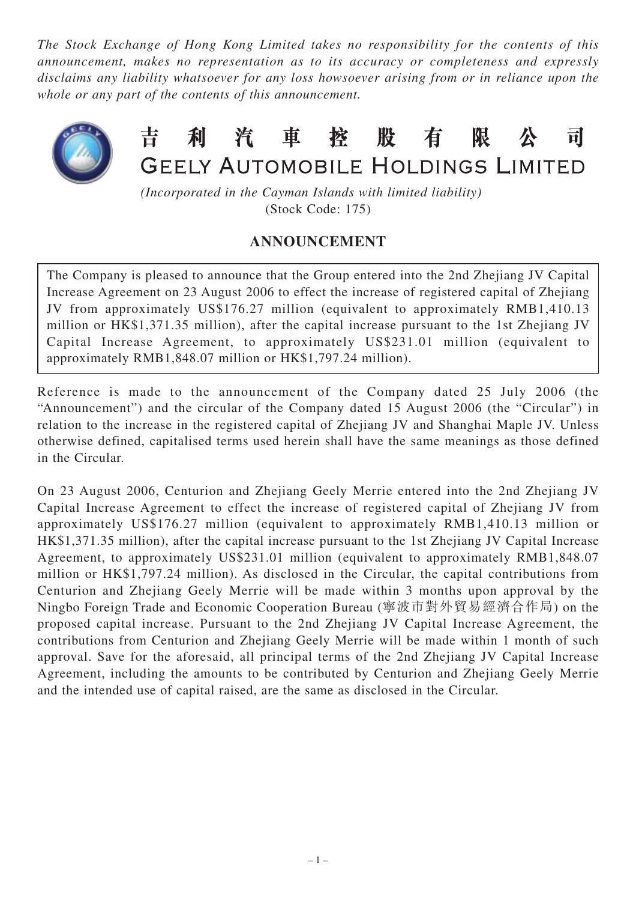*The Stock Exchange of Hong Kong Limited takes no responsibility for the contents of this announcement, makes no representation as to its accuracy or completeness and expressly disclaims any liability whatsoever for any loss howsoever arising from or in reliance upon the whole or any part of the contents of this announcement.*

# 吉利汽車控股有限公司
# GEELY AUTOMOBILE HOLDINGS LIMITED

*(Incorporated in the Cayman Islands with limited liability)*
(Stock Code: 175)

## ANNOUNCEMENT

The Company is pleased to announce that the Group entered into the 2nd Zhejiang JV Capital Increase Agreement on 23 August 2006 to effect the increase of registered capital of Zhejiang JV from approximately US$176.27 million (equivalent to approximately RMB1,410.13 million or HK$1,371.35 million), after the capital increase pursuant to the 1st Zhejiang JV Capital Increase Agreement, to approximately US$231.01 million (equivalent to approximately RMB1,848.07 million or HK$1,797.24 million).

Reference is made to the announcement of the Company dated 25 July 2006 (the "Announcement") and the circular of the Company dated 15 August 2006 (the "Circular") in relation to the increase in the registered capital of Zhejiang JV and Shanghai Maple JV. Unless otherwise defined, capitalised terms used herein shall have the same meanings as those defined in the Circular.

On 23 August 2006, Centurion and Zhejiang Geely Merrie entered into the 2nd Zhejiang JV Capital Increase Agreement to effect the increase of registered capital of Zhejiang JV from approximately US$176.27 million (equivalent to approximately RMB1,410.13 million or HK$1,371.35 million), after the capital increase pursuant to the 1st Zhejiang JV Capital Increase Agreement, to approximately US$231.01 million (equivalent to approximately RMB1,848.07 million or HK$1,797.24 million). As disclosed in the Circular, the capital contributions from Centurion and Zhejiang Geely Merrie will be made within 3 months upon approval by the Ningbo Foreign Trade and Economic Cooperation Bureau (寧波市對外貿易經濟合作局) on the proposed capital increase. Pursuant to the 2nd Zhejiang JV Capital Increase Agreement, the contributions from Centurion and Zhejiang Geely Merrie will be made within 1 month of such approval. Save for the aforesaid, all principal terms of the 2nd Zhejiang JV Capital Increase Agreement, including the amounts to be contributed by Centurion and Zhejiang Geely Merrie and the intended use of capital raised, are the same as disclosed in the Circular.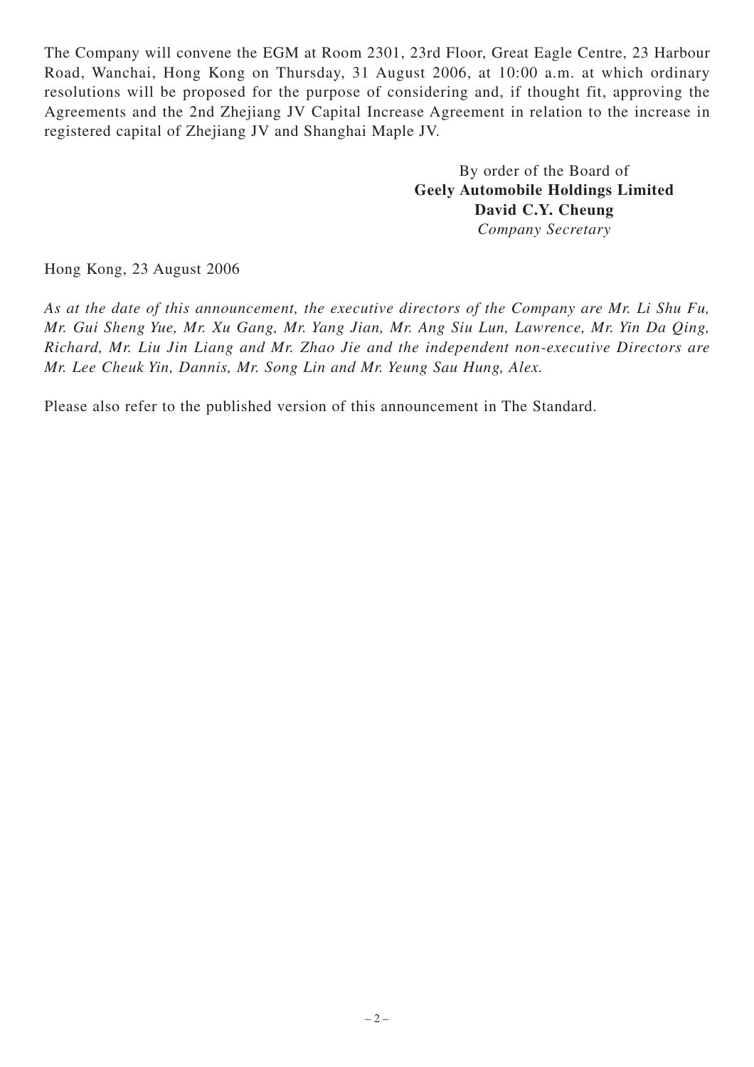The Company will convene the EGM at Room 2301, 23rd Floor, Great Eagle Centre, 23 Harbour Road, Wanchai, Hong Kong on Thursday, 31 August 2006, at 10:00 a.m. at which ordinary resolutions will be proposed for the purpose of considering and, if thought fit, approving the Agreements and the 2nd Zhejiang JV Capital Increase Agreement in relation to the increase in registered capital of Zhejiang JV and Shanghai Maple JV.

By order of the Board of
**Geely Automobile Holdings Limited**
**David C.Y. Cheung**
*Company Secretary*

Hong Kong, 23 August 2006

*As at the date of this announcement, the executive directors of the Company are Mr. Li Shu Fu, Mr. Gui Sheng Yue, Mr. Xu Gang, Mr. Yang Jian, Mr. Ang Siu Lun, Lawrence, Mr. Yin Da Qing, Richard, Mr. Liu Jin Liang and Mr. Zhao Jie and the independent non-executive Directors are Mr. Lee Cheuk Yin, Dannis, Mr. Song Lin and Mr. Yeung Sau Hung, Alex.*

Please also refer to the published version of this announcement in The Standard.